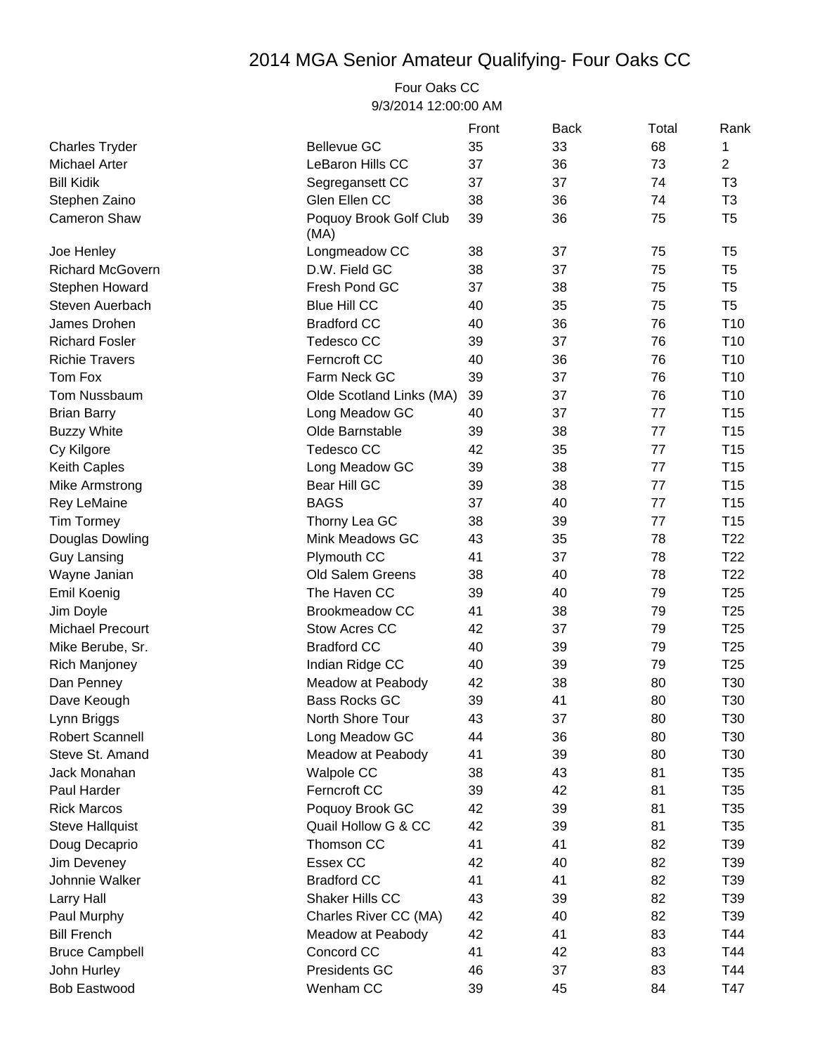# 2014 MGA Senior Amateur Qualifying- Four Oaks CC

Four Oaks CC
9/3/2014 12:00:00 AM

| | | Front | Back | Total | Rank |
|---|---|---|---|---|---|
| Charles Tryder | Bellevue GC | 35 | 33 | 68 | 1 |
| Michael Arter | LeBaron Hills CC | 37 | 36 | 73 | 2 |
| Bill Kidik | Segregansett CC | 37 | 37 | 74 | T3 |
| Stephen Zaino | Glen Ellen CC | 38 | 36 | 74 | T3 |
| Cameron Shaw | Poquoy Brook Golf Club (MA) | 39 | 36 | 75 | T5 |
| Joe Henley | Longmeadow CC | 38 | 37 | 75 | T5 |
| Richard McGovern | D.W. Field GC | 38 | 37 | 75 | T5 |
| Stephen Howard | Fresh Pond GC | 37 | 38 | 75 | T5 |
| Steven Auerbach | Blue Hill CC | 40 | 35 | 75 | T5 |
| James Drohen | Bradford CC | 40 | 36 | 76 | T10 |
| Richard Fosler | Tedesco CC | 39 | 37 | 76 | T10 |
| Richie Travers | Ferncroft CC | 40 | 36 | 76 | T10 |
| Tom Fox | Farm Neck GC | 39 | 37 | 76 | T10 |
| Tom Nussbaum | Olde Scotland Links (MA) | 39 | 37 | 76 | T10 |
| Brian Barry | Long Meadow GC | 40 | 37 | 77 | T15 |
| Buzzy White | Olde Barnstable | 39 | 38 | 77 | T15 |
| Cy Kilgore | Tedesco CC | 42 | 35 | 77 | T15 |
| Keith Caples | Long Meadow GC | 39 | 38 | 77 | T15 |
| Mike Armstrong | Bear Hill GC | 39 | 38 | 77 | T15 |
| Rey LeMaine | BAGS | 37 | 40 | 77 | T15 |
| Tim Tormey | Thorny Lea GC | 38 | 39 | 77 | T15 |
| Douglas Dowling | Mink Meadows GC | 43 | 35 | 78 | T22 |
| Guy Lansing | Plymouth CC | 41 | 37 | 78 | T22 |
| Wayne Janian | Old Salem Greens | 38 | 40 | 78 | T22 |
| Emil Koenig | The Haven CC | 39 | 40 | 79 | T25 |
| Jim Doyle | Brookmeadow CC | 41 | 38 | 79 | T25 |
| Michael Precourt | Stow Acres CC | 42 | 37 | 79 | T25 |
| Mike Berube, Sr. | Bradford CC | 40 | 39 | 79 | T25 |
| Rich Manjoney | Indian Ridge CC | 40 | 39 | 79 | T25 |
| Dan Penney | Meadow at Peabody | 42 | 38 | 80 | T30 |
| Dave Keough | Bass Rocks GC | 39 | 41 | 80 | T30 |
| Lynn Briggs | North Shore Tour | 43 | 37 | 80 | T30 |
| Robert Scannell | Long Meadow GC | 44 | 36 | 80 | T30 |
| Steve St. Amand | Meadow at Peabody | 41 | 39 | 80 | T30 |
| Jack Monahan | Walpole CC | 38 | 43 | 81 | T35 |
| Paul Harder | Ferncroft CC | 39 | 42 | 81 | T35 |
| Rick Marcos | Poquoy Brook GC | 42 | 39 | 81 | T35 |
| Steve Hallquist | Quail Hollow G & CC | 42 | 39 | 81 | T35 |
| Doug Decaprio | Thomson CC | 41 | 41 | 82 | T39 |
| Jim Deveney | Essex CC | 42 | 40 | 82 | T39 |
| Johnnie Walker | Bradford CC | 41 | 41 | 82 | T39 |
| Larry Hall | Shaker Hills CC | 43 | 39 | 82 | T39 |
| Paul Murphy | Charles River CC (MA) | 42 | 40 | 82 | T39 |
| Bill French | Meadow at Peabody | 42 | 41 | 83 | T44 |
| Bruce Campbell | Concord CC | 41 | 42 | 83 | T44 |
| John Hurley | Presidents GC | 46 | 37 | 83 | T44 |
| Bob Eastwood | Wenham CC | 39 | 45 | 84 | T47 |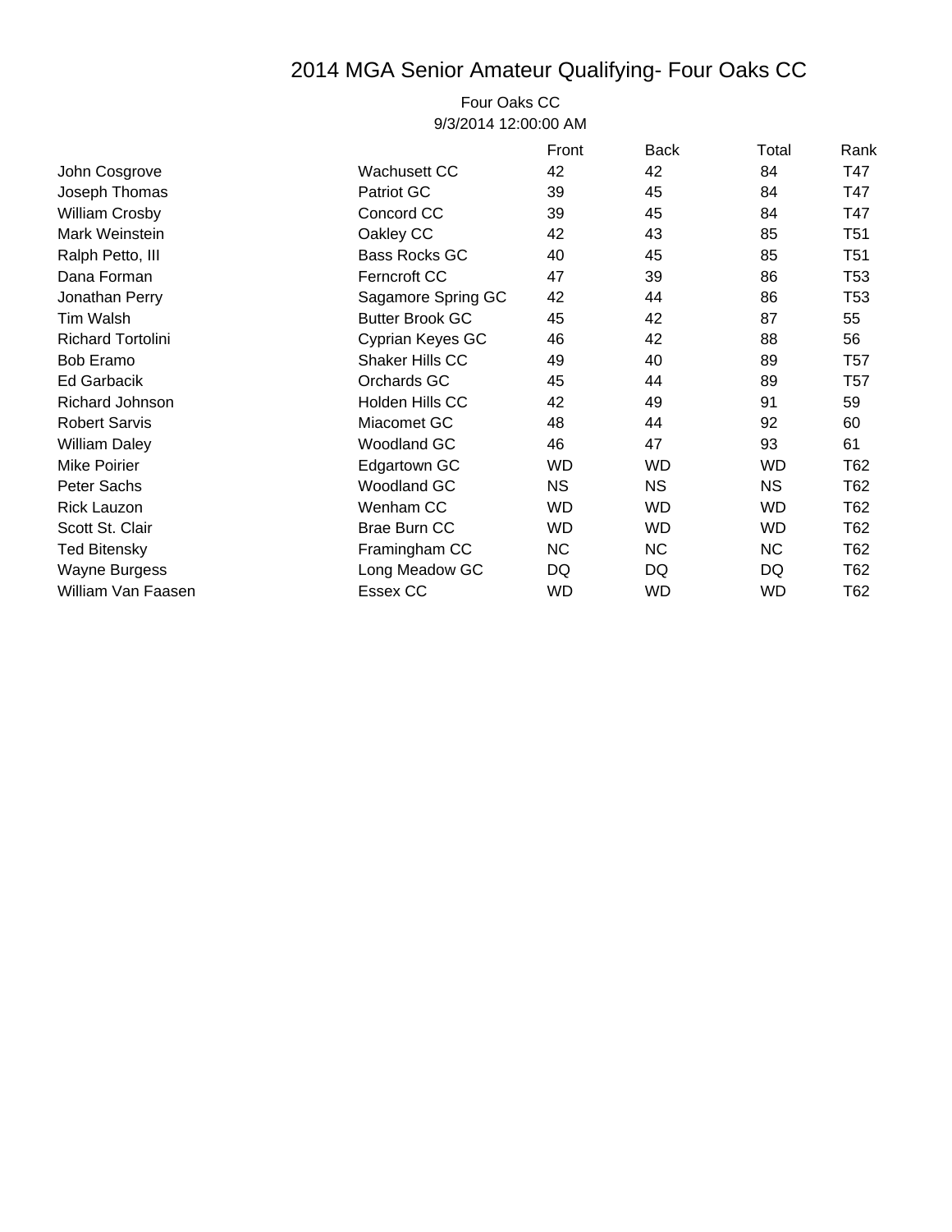# 2014 MGA Senior Amateur Qualifying- Four Oaks CC

Four Oaks CC
9/3/2014 12:00:00 AM

| | | Front | Back | Total | Rank |
|---|---|---|---|---|---|
| John Cosgrove | Wachusett CC | 42 | 42 | 84 | T47 |
| Joseph Thomas | Patriot GC | 39 | 45 | 84 | T47 |
| William Crosby | Concord CC | 39 | 45 | 84 | T47 |
| Mark Weinstein | Oakley CC | 42 | 43 | 85 | T51 |
| Ralph Petto, III | Bass Rocks GC | 40 | 45 | 85 | T51 |
| Dana Forman | Ferncroft CC | 47 | 39 | 86 | T53 |
| Jonathan Perry | Sagamore Spring GC | 42 | 44 | 86 | T53 |
| Tim Walsh | Butter Brook GC | 45 | 42 | 87 | 55 |
| Richard Tortolini | Cyprian Keyes GC | 46 | 42 | 88 | 56 |
| Bob Eramo | Shaker Hills CC | 49 | 40 | 89 | T57 |
| Ed Garbacik | Orchards GC | 45 | 44 | 89 | T57 |
| Richard Johnson | Holden Hills CC | 42 | 49 | 91 | 59 |
| Robert Sarvis | Miacomet GC | 48 | 44 | 92 | 60 |
| William Daley | Woodland GC | 46 | 47 | 93 | 61 |
| Mike Poirier | Edgartown GC | WD | WD | WD | T62 |
| Peter Sachs | Woodland GC | NS | NS | NS | T62 |
| Rick Lauzon | Wenham CC | WD | WD | WD | T62 |
| Scott St. Clair | Brae Burn CC | WD | WD | WD | T62 |
| Ted Bitensky | Framingham CC | NC | NC | NC | T62 |
| Wayne Burgess | Long Meadow GC | DQ | DQ | DQ | T62 |
| William Van Faasen | Essex CC | WD | WD | WD | T62 |